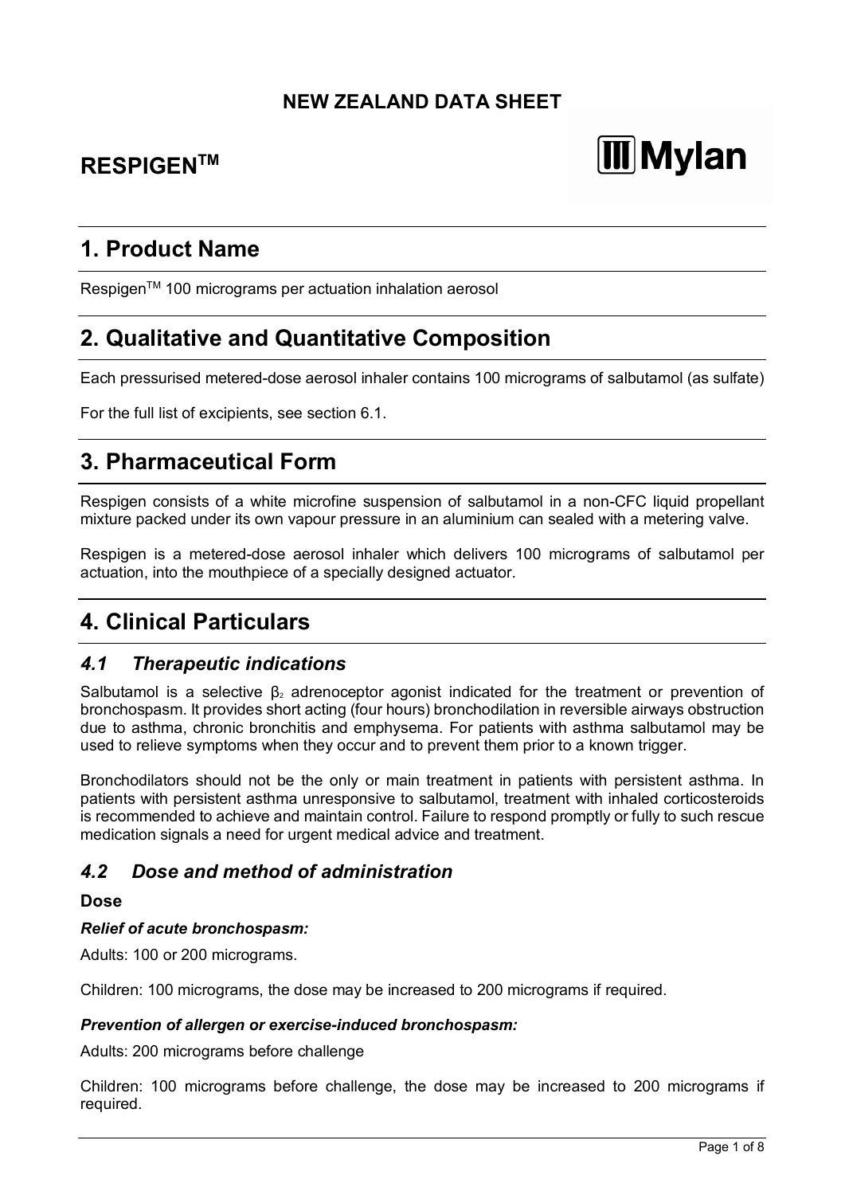**NEW ZEALAND DATA SHEET**

# RESPIGEN™

Mylan

## 1. Product Name

Respigen™ 100 micrograms per actuation inhalation aerosol

## 2. Qualitative and Quantitative Composition

Each pressurised metered-dose aerosol inhaler contains 100 micrograms of salbutamol (as sulfate)

For the full list of excipients, see section 6.1.

## 3. Pharmaceutical Form

Respigen consists of a white microfine suspension of salbutamol in a non-CFC liquid propellant mixture packed under its own vapour pressure in an aluminium can sealed with a metering valve.

Respigen is a metered-dose aerosol inhaler which delivers 100 micrograms of salbutamol per actuation, into the mouthpiece of a specially designed actuator.

## 4. Clinical Particulars

### *4.1 Therapeutic indications*

Salbutamol is a selective $\beta_2$ adrenoceptor agonist indicated for the treatment or prevention of bronchospasm. It provides short acting (four hours) bronchodilation in reversible airways obstruction due to asthma, chronic bronchitis and emphysema. For patients with asthma salbutamol may be used to relieve symptoms when they occur and to prevent them prior to a known trigger.

Bronchodilators should not be the only or main treatment in patients with persistent asthma. In patients with persistent asthma unresponsive to salbutamol, treatment with inhaled corticosteroids is recommended to achieve and maintain control. Failure to respond promptly or fully to such rescue medication signals a need for urgent medical advice and treatment.

### *4.2 Dose and method of administration*

**Dose**

***Relief of acute bronchospasm:***

Adults: 100 or 200 micrograms.

Children: 100 micrograms, the dose may be increased to 200 micrograms if required.

***Prevention of allergen or exercise-induced bronchospasm:***

Adults: 200 micrograms before challenge

Children: 100 micrograms before challenge, the dose may be increased to 200 micrograms if required.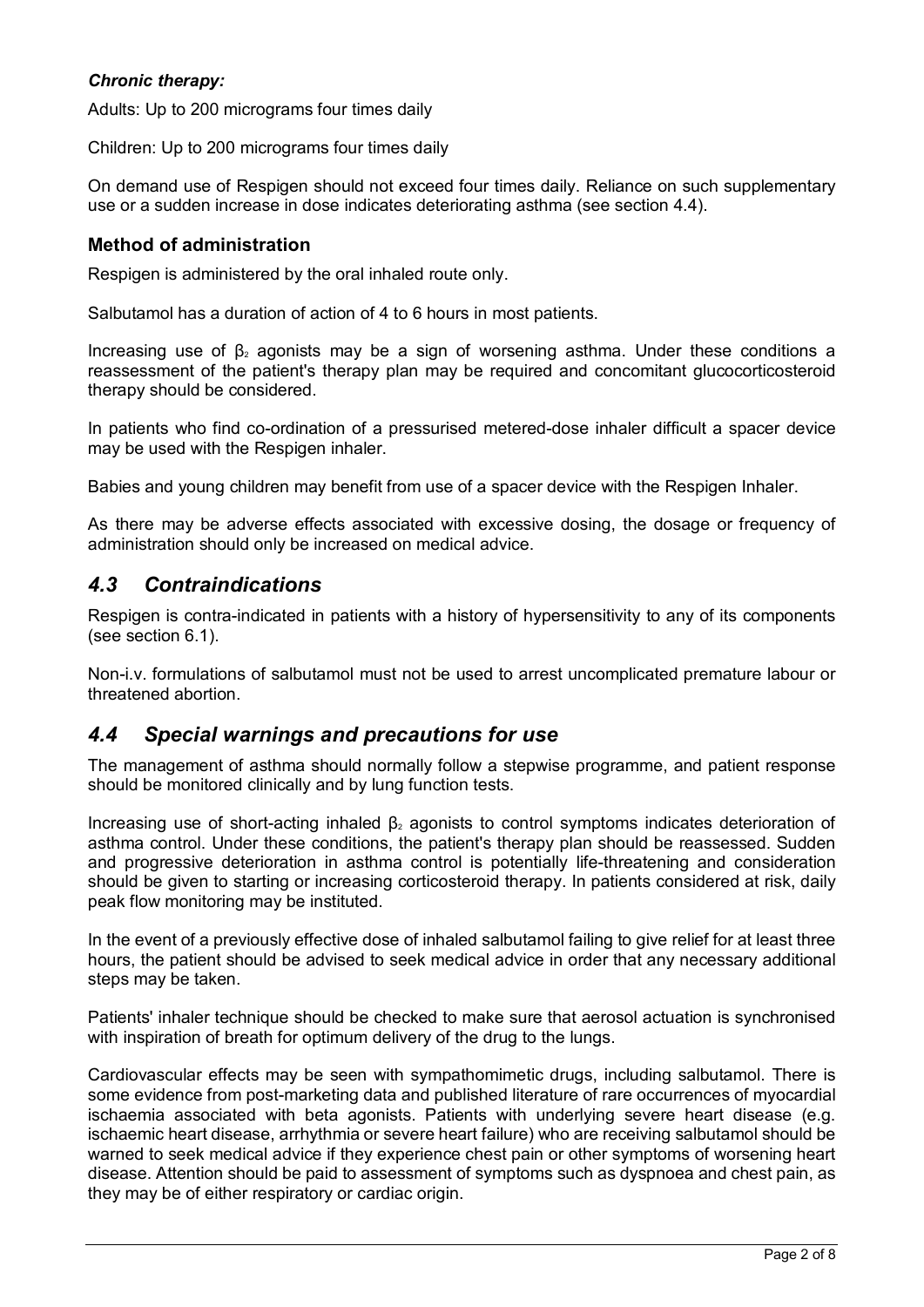***Chronic therapy:***

Adults: Up to 200 micrograms four times daily

Children: Up to 200 micrograms four times daily

On demand use of Respigen should not exceed four times daily. Reliance on such supplementary use or a sudden increase in dose indicates deteriorating asthma (see section 4.4).

### Method of administration

Respigen is administered by the oral inhaled route only.

Salbutamol has a duration of action of 4 to 6 hours in most patients.

Increasing use of $\beta_2$ agonists may be a sign of worsening asthma. Under these conditions a reassessment of the patient's therapy plan may be required and concomitant glucocorticosteroid therapy should be considered.

In patients who find co-ordination of a pressurised metered-dose inhaler difficult a spacer device may be used with the Respigen inhaler.

Babies and young children may benefit from use of a spacer device with the Respigen Inhaler.

As there may be adverse effects associated with excessive dosing, the dosage or frequency of administration should only be increased on medical advice.

## *4.3 Contraindications*

Respigen is contra-indicated in patients with a history of hypersensitivity to any of its components (see section 6.1).

Non-i.v. formulations of salbutamol must not be used to arrest uncomplicated premature labour or threatened abortion.

## *4.4 Special warnings and precautions for use*

The management of asthma should normally follow a stepwise programme, and patient response should be monitored clinically and by lung function tests.

Increasing use of short-acting inhaled $\beta_2$ agonists to control symptoms indicates deterioration of asthma control. Under these conditions, the patient's therapy plan should be reassessed. Sudden and progressive deterioration in asthma control is potentially life-threatening and consideration should be given to starting or increasing corticosteroid therapy. In patients considered at risk, daily peak flow monitoring may be instituted.

In the event of a previously effective dose of inhaled salbutamol failing to give relief for at least three hours, the patient should be advised to seek medical advice in order that any necessary additional steps may be taken.

Patients' inhaler technique should be checked to make sure that aerosol actuation is synchronised with inspiration of breath for optimum delivery of the drug to the lungs.

Cardiovascular effects may be seen with sympathomimetic drugs, including salbutamol. There is some evidence from post-marketing data and published literature of rare occurrences of myocardial ischaemia associated with beta agonists. Patients with underlying severe heart disease (e.g. ischaemic heart disease, arrhythmia or severe heart failure) who are receiving salbutamol should be warned to seek medical advice if they experience chest pain or other symptoms of worsening heart disease. Attention should be paid to assessment of symptoms such as dyspnoea and chest pain, as they may be of either respiratory or cardiac origin.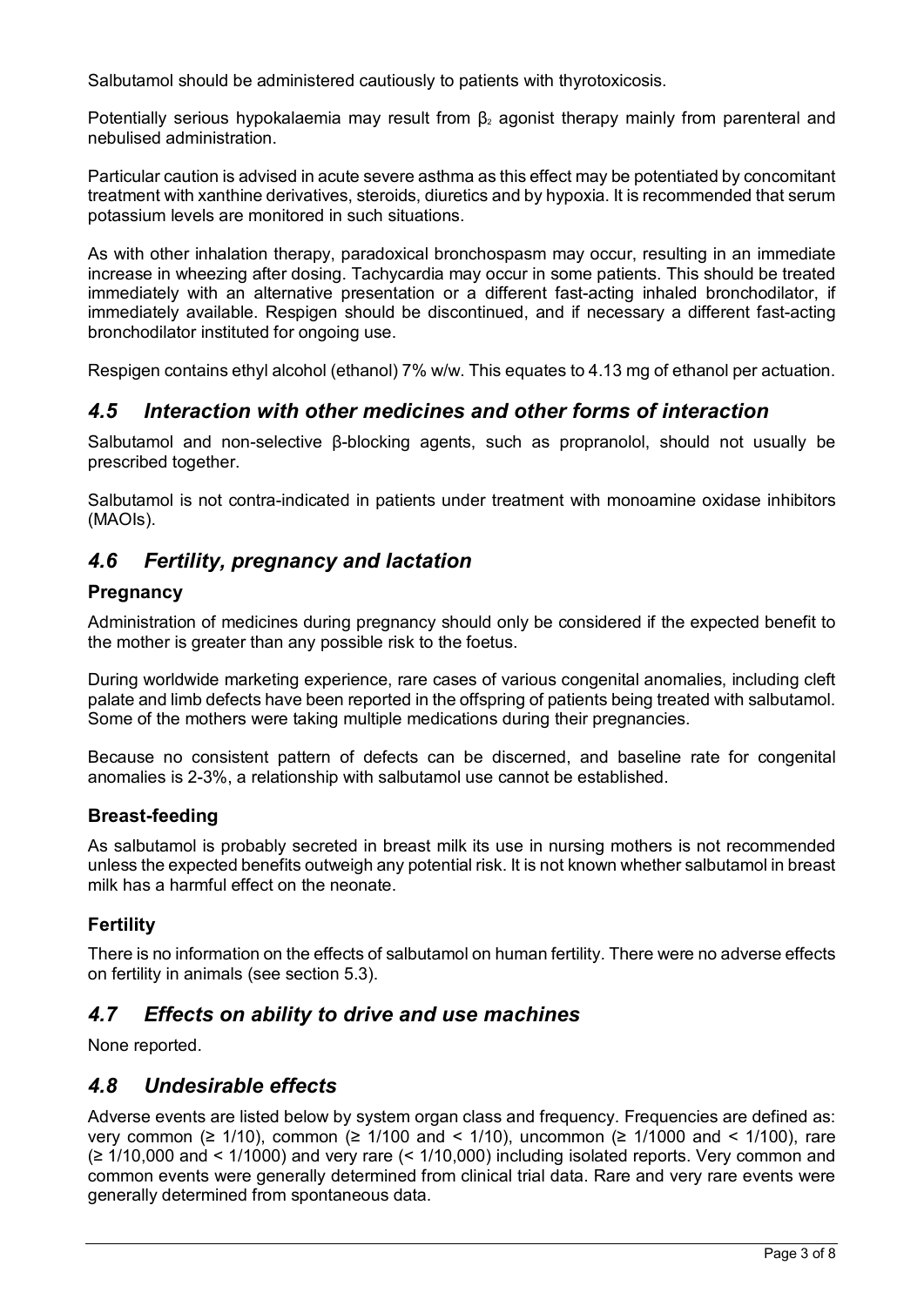Salbutamol should be administered cautiously to patients with thyrotoxicosis.

Potentially serious hypokalaemia may result from $\beta_2$ agonist therapy mainly from parenteral and nebulised administration.

Particular caution is advised in acute severe asthma as this effect may be potentiated by concomitant treatment with xanthine derivatives, steroids, diuretics and by hypoxia. It is recommended that serum potassium levels are monitored in such situations.

As with other inhalation therapy, paradoxical bronchospasm may occur, resulting in an immediate increase in wheezing after dosing. Tachycardia may occur in some patients. This should be treated immediately with an alternative presentation or a different fast-acting inhaled bronchodilator, if immediately available. Respigen should be discontinued, and if necessary a different fast-acting bronchodilator instituted for ongoing use.

Respigen contains ethyl alcohol (ethanol) 7% w/w. This equates to 4.13 mg of ethanol per actuation.

## *4.5 Interaction with other medicines and other forms of interaction*

Salbutamol and non-selective β-blocking agents, such as propranolol, should not usually be prescribed together.

Salbutamol is not contra-indicated in patients under treatment with monoamine oxidase inhibitors (MAOIs).

## *4.6 Fertility, pregnancy and lactation*

### Pregnancy

Administration of medicines during pregnancy should only be considered if the expected benefit to the mother is greater than any possible risk to the foetus.

During worldwide marketing experience, rare cases of various congenital anomalies, including cleft palate and limb defects have been reported in the offspring of patients being treated with salbutamol. Some of the mothers were taking multiple medications during their pregnancies.

Because no consistent pattern of defects can be discerned, and baseline rate for congenital anomalies is 2-3%, a relationship with salbutamol use cannot be established.

### Breast-feeding

As salbutamol is probably secreted in breast milk its use in nursing mothers is not recommended unless the expected benefits outweigh any potential risk. It is not known whether salbutamol in breast milk has a harmful effect on the neonate.

### Fertility

There is no information on the effects of salbutamol on human fertility. There were no adverse effects on fertility in animals (see section 5.3).

## *4.7 Effects on ability to drive and use machines*

None reported.

## *4.8 Undesirable effects*

Adverse events are listed below by system organ class and frequency. Frequencies are defined as: very common ($\geq$ 1/10), common ($\geq$ 1/100 and < 1/10), uncommon ($\geq$ 1/1000 and < 1/100), rare ($\geq$ 1/10,000 and < 1/1000) and very rare (< 1/10,000) including isolated reports. Very common and common events were generally determined from clinical trial data. Rare and very rare events were generally determined from spontaneous data.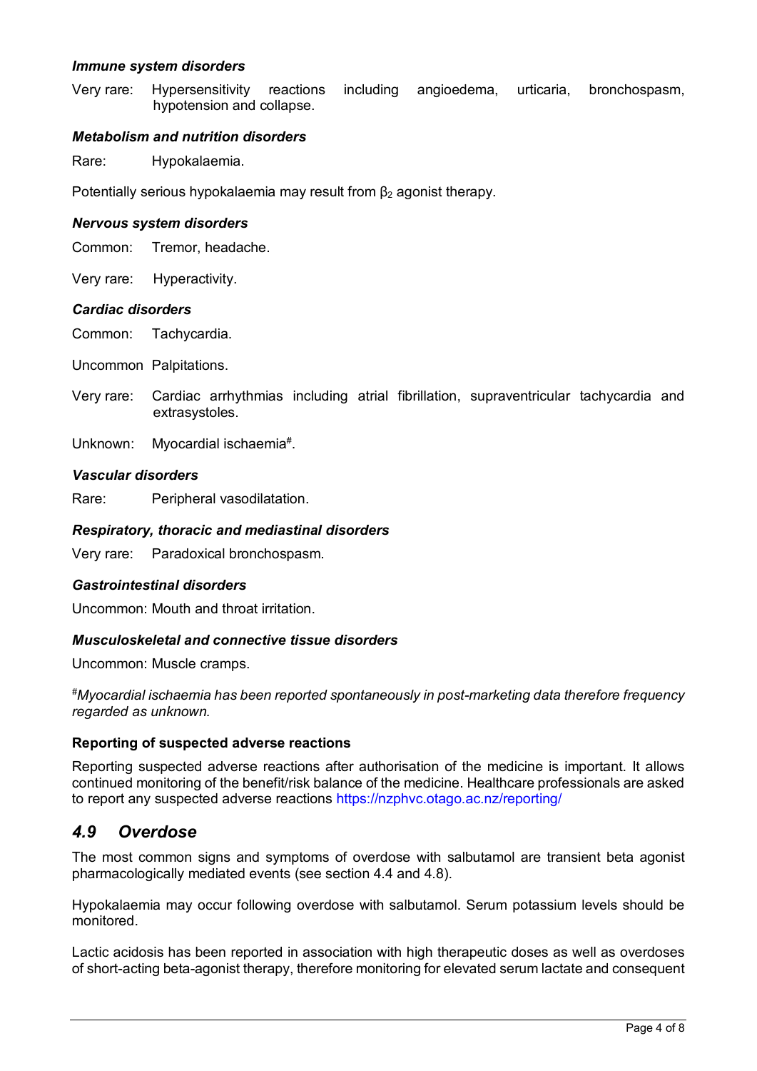***Immune system disorders***

Very rare: Hypersensitivity reactions including angioedema, urticaria, bronchospasm, hypotension and collapse.

***Metabolism and nutrition disorders***

Rare: Hypokalaemia.

Potentially serious hypokalaemia may result from $\beta_2$ agonist therapy.

***Nervous system disorders***

Common: Tremor, headache.

Very rare: Hyperactivity.

***Cardiac disorders***

Common: Tachycardia.

Uncommon Palpitations.

Very rare: Cardiac arrhythmias including atrial fibrillation, supraventricular tachycardia and extrasystoles.

Unknown: Myocardial ischaemia#.

***Vascular disorders***

Rare: Peripheral vasodilatation.

***Respiratory, thoracic and mediastinal disorders***

Very rare: Paradoxical bronchospasm.

***Gastrointestinal disorders***

Uncommon: Mouth and throat irritation.

***Musculoskeletal and connective tissue disorders***

Uncommon: Muscle cramps.

*#Myocardial ischaemia has been reported spontaneously in post-marketing data therefore frequency regarded as unknown.*

**Reporting of suspected adverse reactions**

Reporting suspected adverse reactions after authorisation of the medicine is important. It allows continued monitoring of the benefit/risk balance of the medicine. Healthcare professionals are asked to report any suspected adverse reactions https://nzphvc.otago.ac.nz/reporting/

## *4.9 Overdose*

The most common signs and symptoms of overdose with salbutamol are transient beta agonist pharmacologically mediated events (see section 4.4 and 4.8).

Hypokalaemia may occur following overdose with salbutamol. Serum potassium levels should be monitored.

Lactic acidosis has been reported in association with high therapeutic doses as well as overdoses of short-acting beta-agonist therapy, therefore monitoring for elevated serum lactate and consequent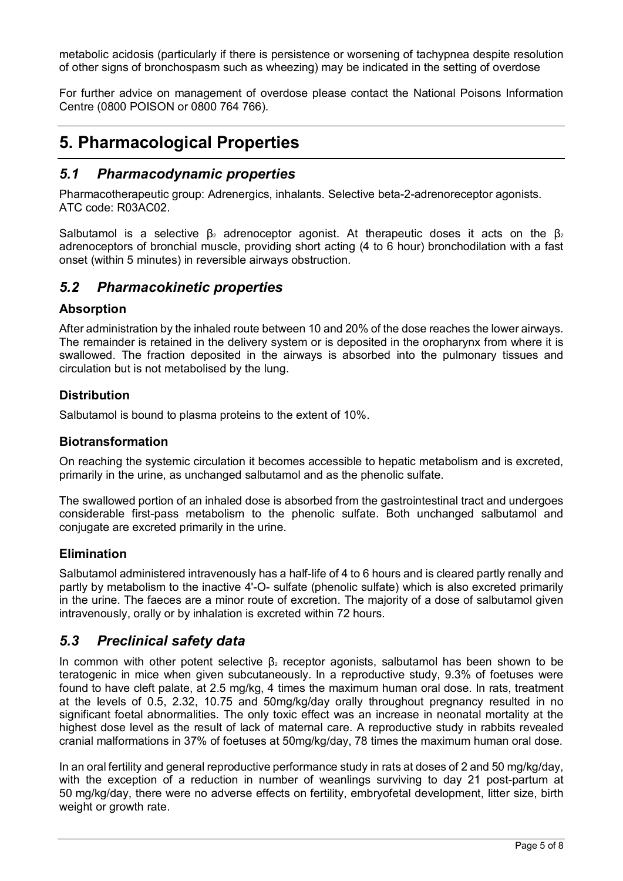metabolic acidosis (particularly if there is persistence or worsening of tachypnea despite resolution of other signs of bronchospasm such as wheezing) may be indicated in the setting of overdose

For further advice on management of overdose please contact the National Poisons Information Centre (0800 POISON or 0800 764 766).

# 5. Pharmacological Properties

## *5.1 Pharmacodynamic properties*

Pharmacotherapeutic group: Adrenergics, inhalants. Selective beta-2-adrenoreceptor agonists. ATC code: R03AC02.

Salbutamol is a selective $\beta_2$ adrenoceptor agonist. At therapeutic doses it acts on the $\beta_2$ adrenoceptors of bronchial muscle, providing short acting (4 to 6 hour) bronchodilation with a fast onset (within 5 minutes) in reversible airways obstruction.

## *5.2 Pharmacokinetic properties*

### Absorption

After administration by the inhaled route between 10 and 20% of the dose reaches the lower airways. The remainder is retained in the delivery system or is deposited in the oropharynx from where it is swallowed. The fraction deposited in the airways is absorbed into the pulmonary tissues and circulation but is not metabolised by the lung.

### Distribution

Salbutamol is bound to plasma proteins to the extent of 10%.

### Biotransformation

On reaching the systemic circulation it becomes accessible to hepatic metabolism and is excreted, primarily in the urine, as unchanged salbutamol and as the phenolic sulfate.

The swallowed portion of an inhaled dose is absorbed from the gastrointestinal tract and undergoes considerable first-pass metabolism to the phenolic sulfate. Both unchanged salbutamol and conjugate are excreted primarily in the urine.

### Elimination

Salbutamol administered intravenously has a half-life of 4 to 6 hours and is cleared partly renally and partly by metabolism to the inactive 4'-O- sulfate (phenolic sulfate) which is also excreted primarily in the urine. The faeces are a minor route of excretion. The majority of a dose of salbutamol given intravenously, orally or by inhalation is excreted within 72 hours.

## *5.3 Preclinical safety data*

In common with other potent selective $\beta_2$ receptor agonists, salbutamol has been shown to be teratogenic in mice when given subcutaneously. In a reproductive study, 9.3% of foetuses were found to have cleft palate, at 2.5 mg/kg, 4 times the maximum human oral dose. In rats, treatment at the levels of 0.5, 2.32, 10.75 and 50mg/kg/day orally throughout pregnancy resulted in no significant foetal abnormalities. The only toxic effect was an increase in neonatal mortality at the highest dose level as the result of lack of maternal care. A reproductive study in rabbits revealed cranial malformations in 37% of foetuses at 50mg/kg/day, 78 times the maximum human oral dose.

In an oral fertility and general reproductive performance study in rats at doses of 2 and 50 mg/kg/day, with the exception of a reduction in number of weanlings surviving to day 21 post-partum at 50 mg/kg/day, there were no adverse effects on fertility, embryofetal development, litter size, birth weight or growth rate.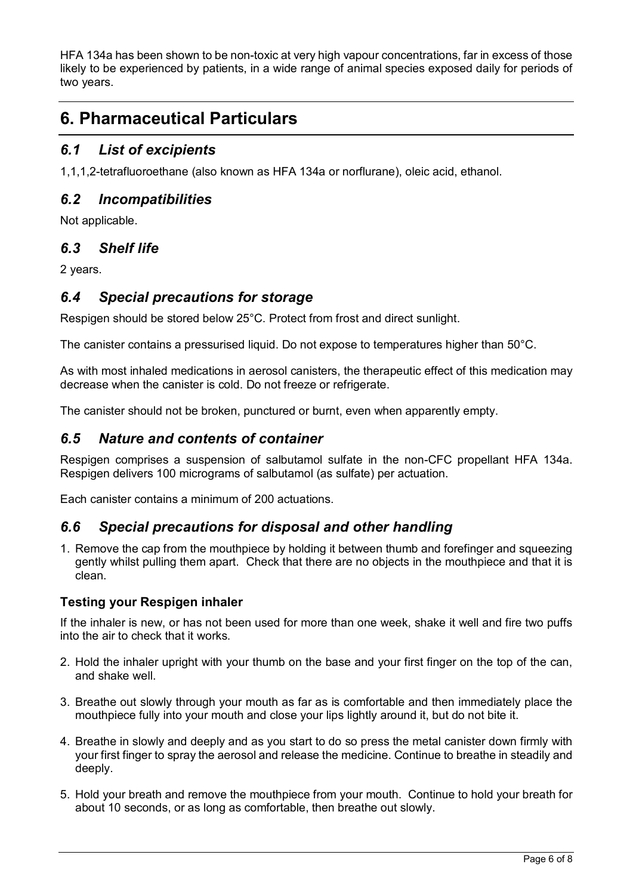HFA 134a has been shown to be non-toxic at very high vapour concentrations, far in excess of those likely to be experienced by patients, in a wide range of animal species exposed daily for periods of two years.

# 6. Pharmaceutical Particulars

## *6.1 List of excipients*

1,1,1,2-tetrafluoroethane (also known as HFA 134a or norflurane), oleic acid, ethanol.

## *6.2 Incompatibilities*

Not applicable.

## *6.3 Shelf life*

2 years.

## *6.4 Special precautions for storage*

Respigen should be stored below 25°C. Protect from frost and direct sunlight.

The canister contains a pressurised liquid. Do not expose to temperatures higher than 50°C.

As with most inhaled medications in aerosol canisters, the therapeutic effect of this medication may decrease when the canister is cold. Do not freeze or refrigerate.

The canister should not be broken, punctured or burnt, even when apparently empty.

## *6.5 Nature and contents of container*

Respigen comprises a suspension of salbutamol sulfate in the non-CFC propellant HFA 134a. Respigen delivers 100 micrograms of salbutamol (as sulfate) per actuation.

Each canister contains a minimum of 200 actuations.

## *6.6 Special precautions for disposal and other handling*

1. Remove the cap from the mouthpiece by holding it between thumb and forefinger and squeezing gently whilst pulling them apart. Check that there are no objects in the mouthpiece and that it is clean.

### Testing your Respigen inhaler

If the inhaler is new, or has not been used for more than one week, shake it well and fire two puffs into the air to check that it works.

2. Hold the inhaler upright with your thumb on the base and your first finger on the top of the can, and shake well.

3. Breathe out slowly through your mouth as far as is comfortable and then immediately place the mouthpiece fully into your mouth and close your lips lightly around it, but do not bite it.

4. Breathe in slowly and deeply and as you start to do so press the metal canister down firmly with your first finger to spray the aerosol and release the medicine. Continue to breathe in steadily and deeply.

5. Hold your breath and remove the mouthpiece from your mouth. Continue to hold your breath for about 10 seconds, or as long as comfortable, then breathe out slowly.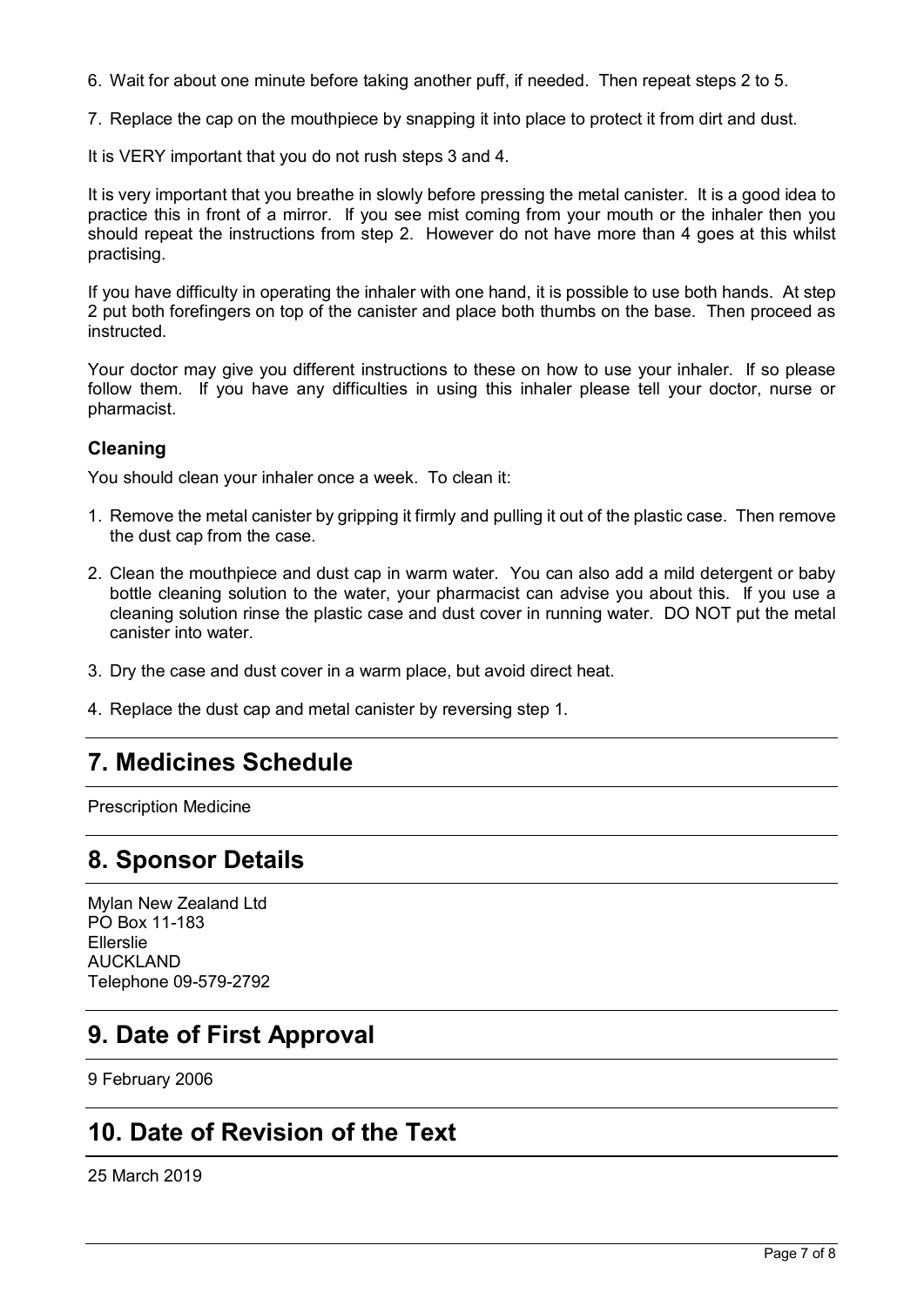6. Wait for about one minute before taking another puff, if needed. Then repeat steps 2 to 5.

7. Replace the cap on the mouthpiece by snapping it into place to protect it from dirt and dust.

It is VERY important that you do not rush steps 3 and 4.

It is very important that you breathe in slowly before pressing the metal canister. It is a good idea to practice this in front of a mirror. If you see mist coming from your mouth or the inhaler then you should repeat the instructions from step 2. However do not have more than 4 goes at this whilst practising.

If you have difficulty in operating the inhaler with one hand, it is possible to use both hands. At step 2 put both forefingers on top of the canister and place both thumbs on the base. Then proceed as instructed.

Your doctor may give you different instructions to these on how to use your inhaler. If so please follow them. If you have any difficulties in using this inhaler please tell your doctor, nurse or pharmacist.

### Cleaning

You should clean your inhaler once a week. To clean it:

1. Remove the metal canister by gripping it firmly and pulling it out of the plastic case. Then remove the dust cap from the case.

2. Clean the mouthpiece and dust cap in warm water. You can also add a mild detergent or baby bottle cleaning solution to the water, your pharmacist can advise you about this. If you use a cleaning solution rinse the plastic case and dust cover in running water. DO NOT put the metal canister into water.

3. Dry the case and dust cover in a warm place, but avoid direct heat.

4. Replace the dust cap and metal canister by reversing step 1.

## 7. Medicines Schedule

Prescription Medicine

## 8. Sponsor Details

Mylan New Zealand Ltd
PO Box 11-183
Ellerslie
AUCKLAND
Telephone 09-579-2792

## 9. Date of First Approval

9 February 2006

## 10. Date of Revision of the Text

25 March 2019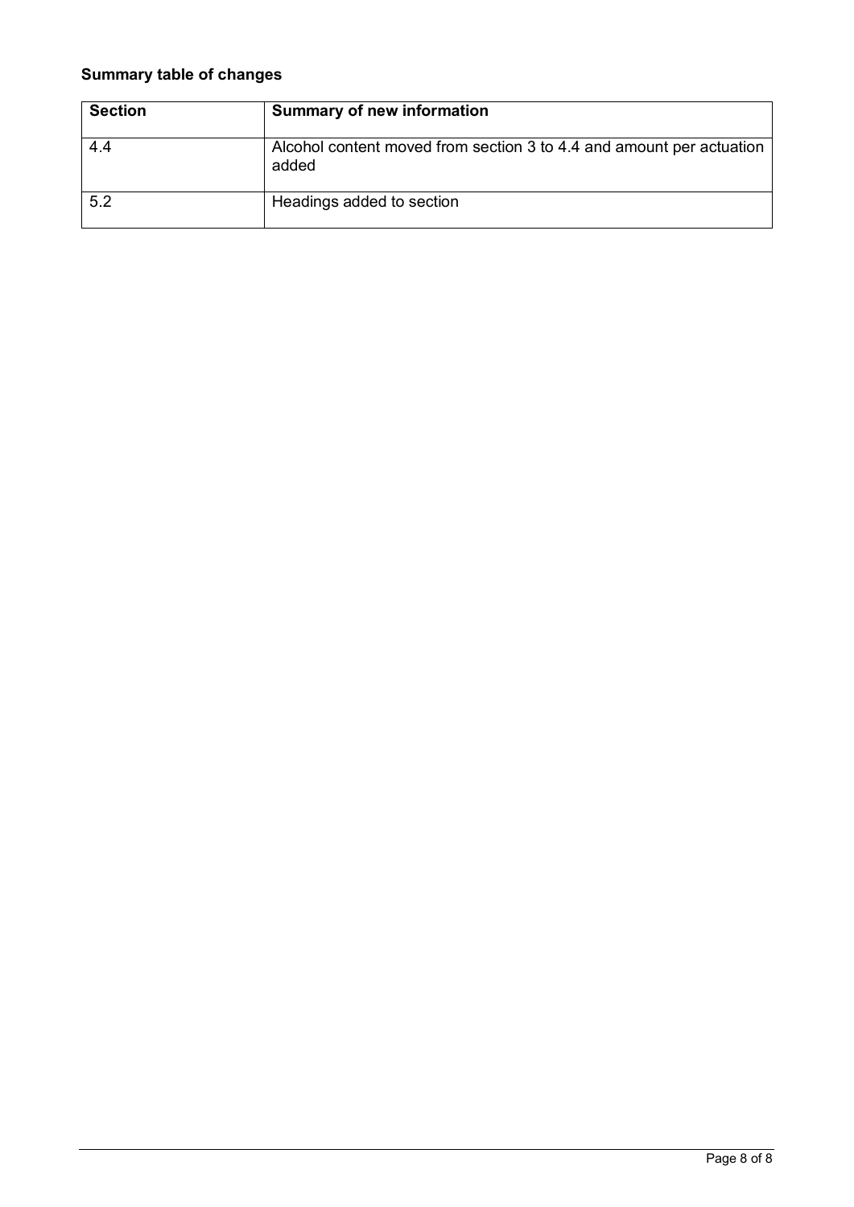**Summary table of changes**

| Section | Summary of new information |
| --- | --- |
| 4.4 | Alcohol content moved from section 3 to 4.4 and amount per actuation added |
| 5.2 | Headings added to section |